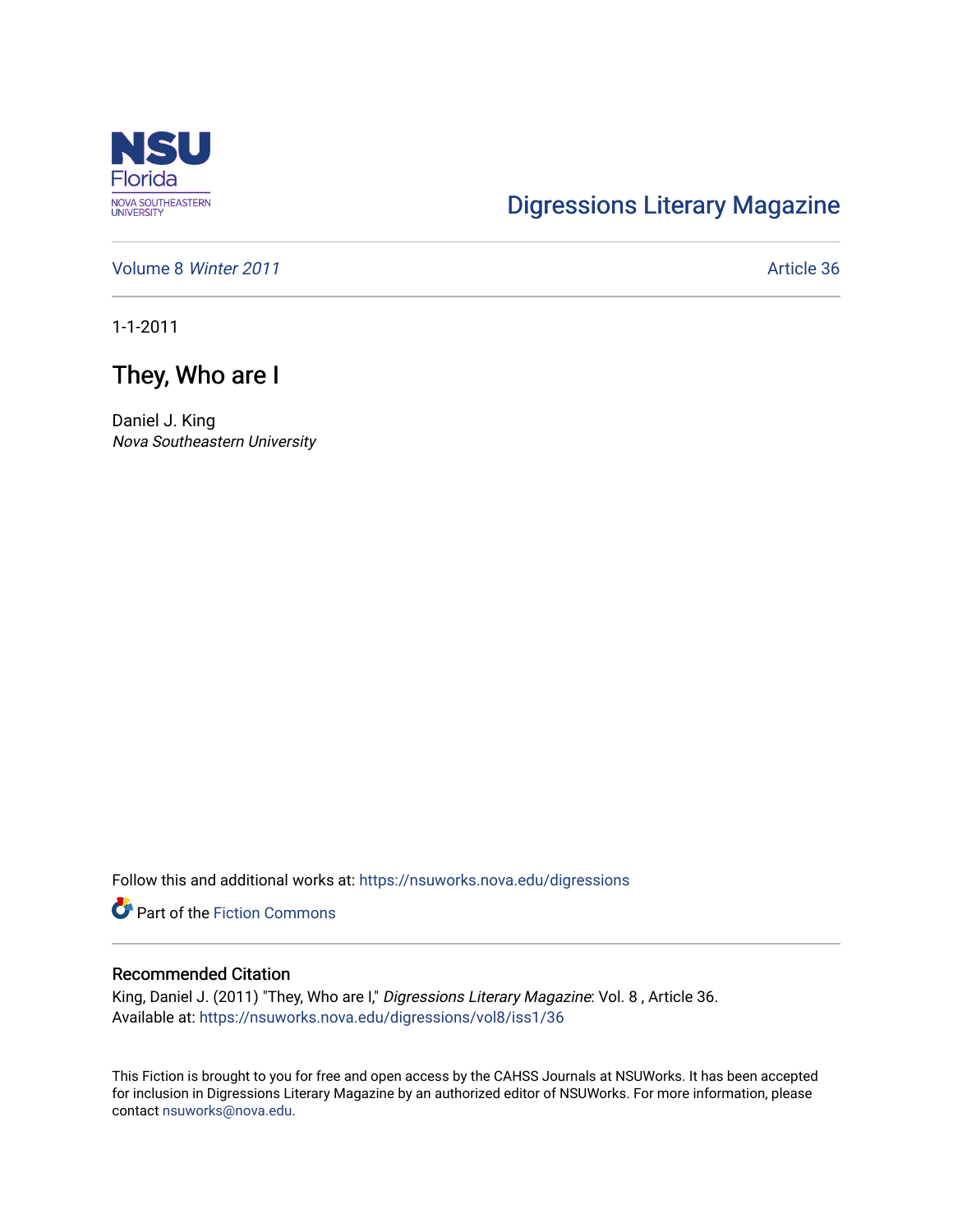NSU Florida
NOVA SOUTHEASTERN UNIVERSITY

Digressions Literary Magazine

Volume 8 *Winter 2011* Article 36

1-1-2011

# They, Who are I

Daniel J. King
*Nova Southeastern University*

Follow this and additional works at: https://nsuworks.nova.edu/digressions

Part of the Fiction Commons

## Recommended Citation

King, Daniel J. (2011) "They, Who are I," *Digressions Literary Magazine*: Vol. 8 , Article 36.
Available at: https://nsuworks.nova.edu/digressions/vol8/iss1/36

This Fiction is brought to you for free and open access by the CAHSS Journals at NSUWorks. It has been accepted for inclusion in Digressions Literary Magazine by an authorized editor of NSUWorks. For more information, please contact nsuworks@nova.edu.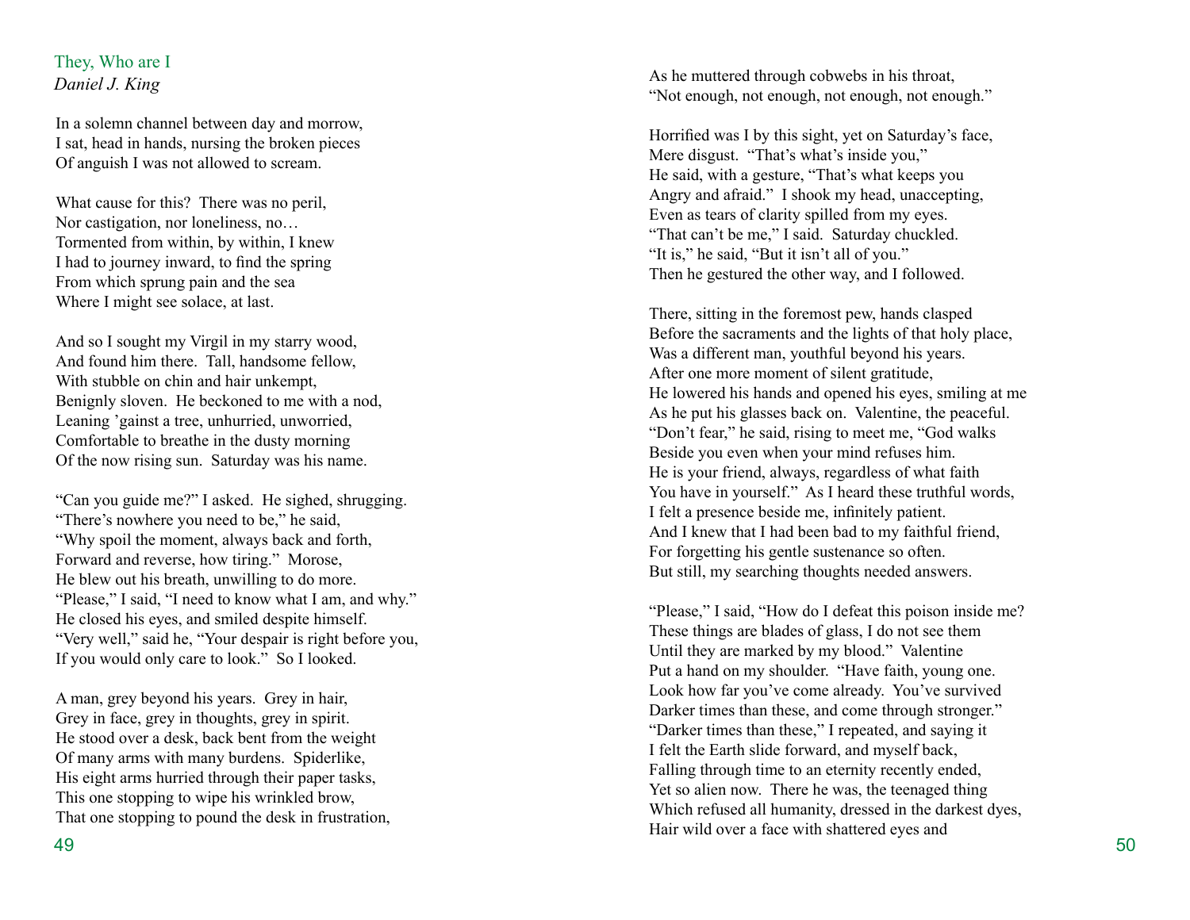## They, Who are I

*Daniel J. King*

In a solemn channel between day and morrow,  
I sat, head in hands, nursing the broken pieces  
Of anguish I was not allowed to scream.

What cause for this? There was no peril,  
Nor castigation, nor loneliness, no…  
Tormented from within, by within, I knew  
I had to journey inward, to find the spring  
From which sprung pain and the sea  
Where I might see solace, at last.

And so I sought my Virgil in my starry wood,  
And found him there. Tall, handsome fellow,  
With stubble on chin and hair unkempt,  
Benignly sloven. He beckoned to me with a nod,  
Leaning 'gainst a tree, unhurried, unworried,  
Comfortable to breathe in the dusty morning  
Of the now rising sun. Saturday was his name.

"Can you guide me?" I asked. He sighed, shrugging.  
"There's nowhere you need to be," he said,  
"Why spoil the moment, always back and forth,  
Forward and reverse, how tiring." Morose,  
He blew out his breath, unwilling to do more.  
"Please," I said, "I need to know what I am, and why."  
He closed his eyes, and smiled despite himself.  
"Very well," said he, "Your despair is right before you,  
If you would only care to look." So I looked.

A man, grey beyond his years. Grey in hair,  
Grey in face, grey in thoughts, grey in spirit.  
He stood over a desk, back bent from the weight  
Of many arms with many burdens. Spiderlike,  
His eight arms hurried through their paper tasks,  
This one stopping to wipe his wrinkled brow,  
That one stopping to pound the desk in frustration,  
As he muttered through cobwebs in his throat,  
"Not enough, not enough, not enough, not enough."

Horrified was I by this sight, yet on Saturday's face,  
Mere disgust. "That's what's inside you,"  
He said, with a gesture, "That's what keeps you  
Angry and afraid." I shook my head, unaccepting,  
Even as tears of clarity spilled from my eyes.  
"That can't be me," I said. Saturday chuckled.  
"It is," he said, "But it isn't all of you."  
Then he gestured the other way, and I followed.

There, sitting in the foremost pew, hands clasped  
Before the sacraments and the lights of that holy place,  
Was a different man, youthful beyond his years.  
After one more moment of silent gratitude,  
He lowered his hands and opened his eyes, smiling at me  
As he put his glasses back on. Valentine, the peaceful.  
"Don't fear," he said, rising to meet me, "God walks  
Beside you even when your mind refuses him.  
He is your friend, always, regardless of what faith  
You have in yourself." As I heard these truthful words,  
I felt a presence beside me, infinitely patient.  
And I knew that I had been bad to my faithful friend,  
For forgetting his gentle sustenance so often.  
But still, my searching thoughts needed answers.

"Please," I said, "How do I defeat this poison inside me?  
These things are blades of glass, I do not see them  
Until they are marked by my blood." Valentine  
Put a hand on my shoulder. "Have faith, young one.  
Look how far you've come already. You've survived  
Darker times than these, and come through stronger."  
"Darker times than these," I repeated, and saying it  
I felt the Earth slide forward, and myself back,  
Falling through time to an eternity recently ended,  
Yet so alien now. There he was, the teenaged thing  
Which refused all humanity, dressed in the darkest dyes,  
Hair wild over a face with shattered eyes and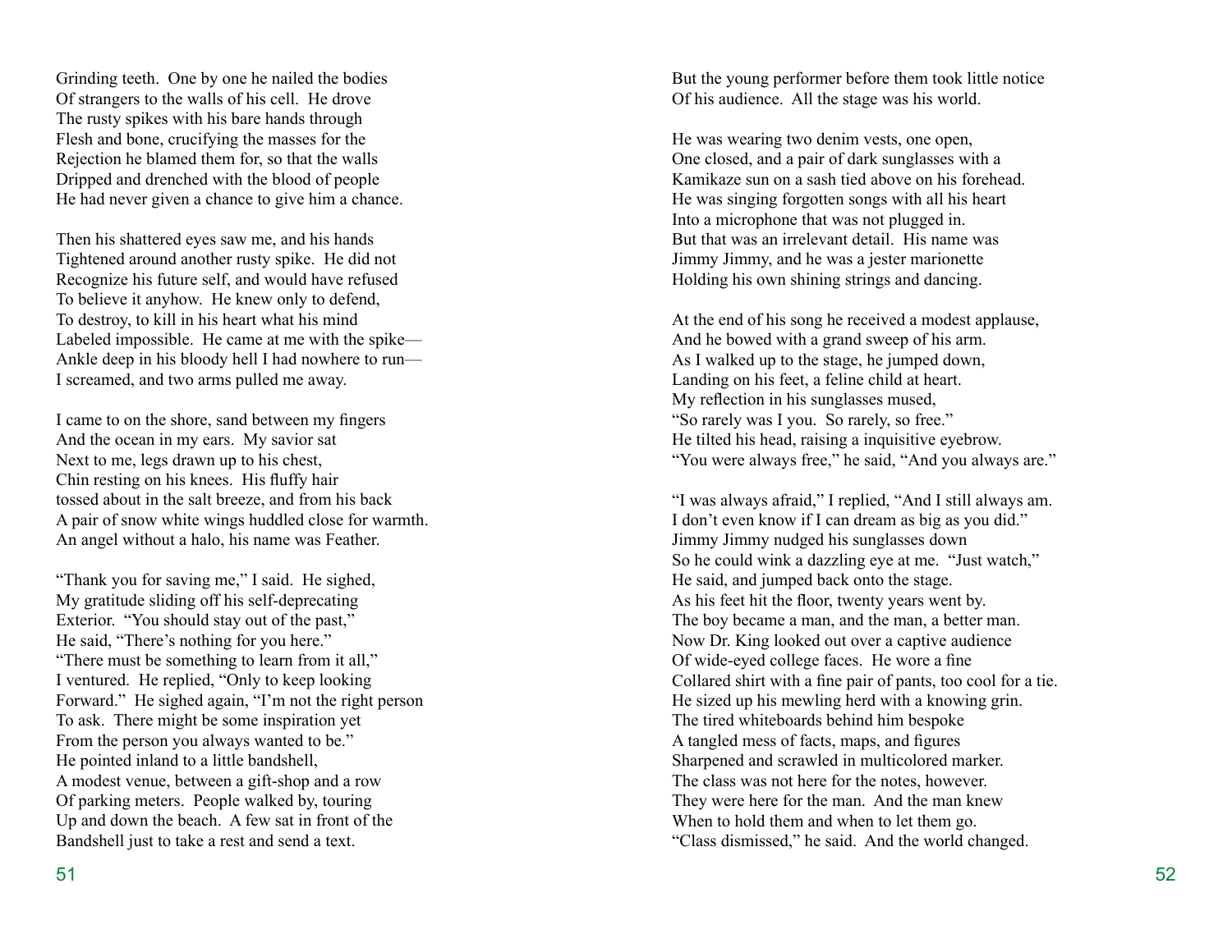Grinding teeth. One by one he nailed the bodies
Of strangers to the walls of his cell. He drove
The rusty spikes with his bare hands through
Flesh and bone, crucifying the masses for the
Rejection he blamed them for, so that the walls
Dripped and drenched with the blood of people
He had never given a chance to give him a chance.

Then his shattered eyes saw me, and his hands
Tightened around another rusty spike. He did not
Recognize his future self, and would have refused
To believe it anyhow. He knew only to defend,
To destroy, to kill in his heart what his mind
Labeled impossible. He came at me with the spike—
Ankle deep in his bloody hell I had nowhere to run—
I screamed, and two arms pulled me away.

I came to on the shore, sand between my fingers
And the ocean in my ears. My savior sat
Next to me, legs drawn up to his chest,
Chin resting on his knees. His fluffy hair
tossed about in the salt breeze, and from his back
A pair of snow white wings huddled close for warmth.
An angel without a halo, his name was Feather.

"Thank you for saving me," I said. He sighed,
My gratitude sliding off his self-deprecating
Exterior. "You should stay out of the past,"
He said, "There's nothing for you here."
"There must be something to learn from it all,"
I ventured. He replied, "Only to keep looking
Forward." He sighed again, "I'm not the right person
To ask. There might be some inspiration yet
From the person you always wanted to be."
He pointed inland to a little bandshell,
A modest venue, between a gift-shop and a row
Of parking meters. People walked by, touring
Up and down the beach. A few sat in front of the
Bandshell just to take a rest and send a text.

But the young performer before them took little notice
Of his audience. All the stage was his world.

He was wearing two denim vests, one open,
One closed, and a pair of dark sunglasses with a
Kamikaze sun on a sash tied above on his forehead.
He was singing forgotten songs with all his heart
Into a microphone that was not plugged in.
But that was an irrelevant detail. His name was
Jimmy Jimmy, and he was a jester marionette
Holding his own shining strings and dancing.

At the end of his song he received a modest applause,
And he bowed with a grand sweep of his arm.
As I walked up to the stage, he jumped down,
Landing on his feet, a feline child at heart.
My reflection in his sunglasses mused,
"So rarely was I you. So rarely, so free."
He tilted his head, raising a inquisitive eyebrow.
"You were always free," he said, "And you always are."

"I was always afraid," I replied, "And I still always am.
I don't even know if I can dream as big as you did."
Jimmy Jimmy nudged his sunglasses down
So he could wink a dazzling eye at me. "Just watch,"
He said, and jumped back onto the stage.
As his feet hit the floor, twenty years went by.
The boy became a man, and the man, a better man.
Now Dr. King looked out over a captive audience
Of wide-eyed college faces. He wore a fine
Collared shirt with a fine pair of pants, too cool for a tie.
He sized up his mewling herd with a knowing grin.
The tired whiteboards behind him bespoke
A tangled mess of facts, maps, and figures
Sharpened and scrawled in multicolored marker.
The class was not here for the notes, however.
They were here for the man. And the man knew
When to hold them and when to let them go.
"Class dismissed," he said. And the world changed.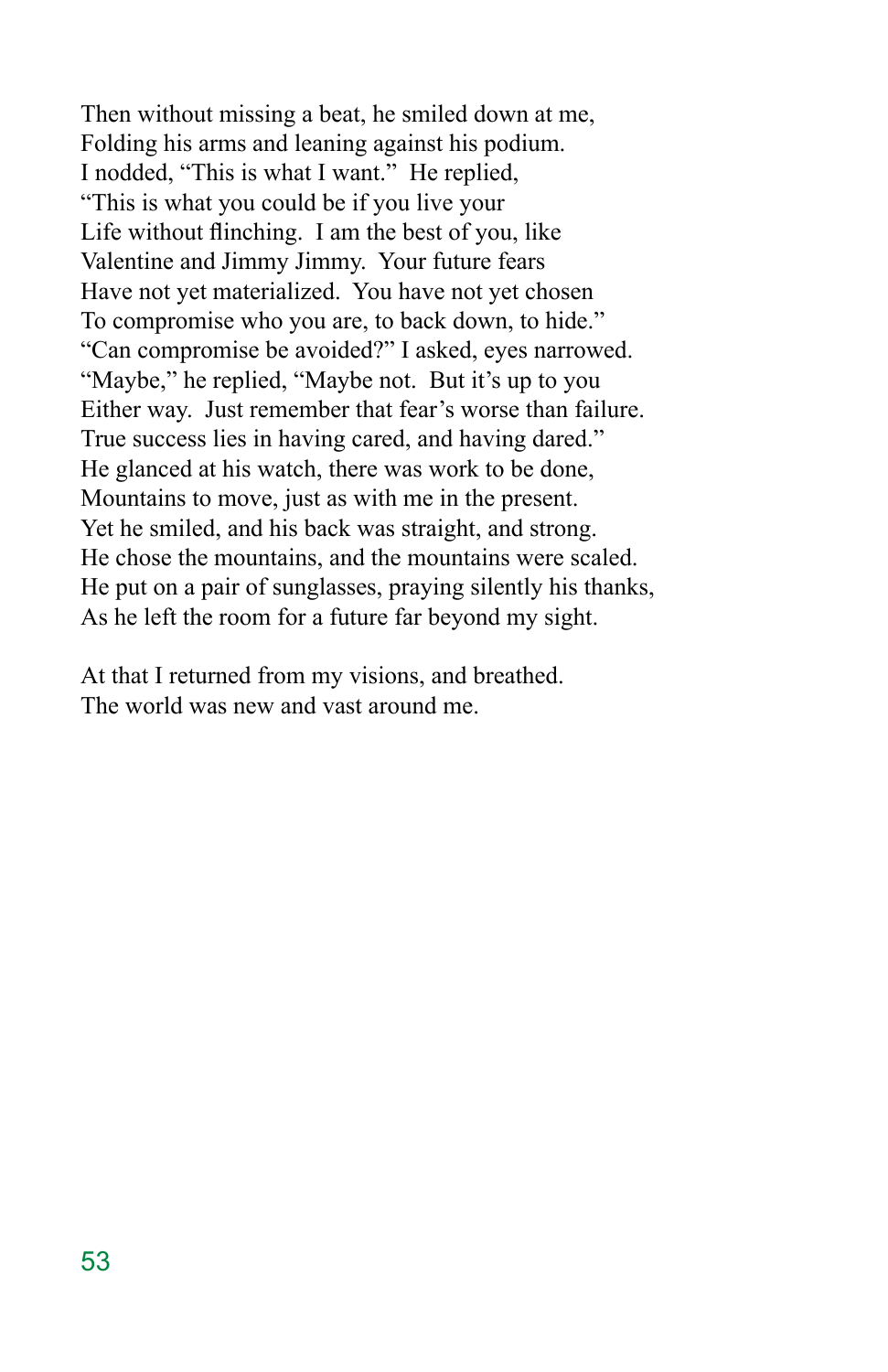Then without missing a beat, he smiled down at me,
Folding his arms and leaning against his podium.
I nodded, “This is what I want.” He replied,
“This is what you could be if you live your
Life without flinching. I am the best of you, like
Valentine and Jimmy Jimmy. Your future fears
Have not yet materialized. You have not yet chosen
To compromise who you are, to back down, to hide.”
“Can compromise be avoided?” I asked, eyes narrowed.
“Maybe,” he replied, “Maybe not. But it’s up to you
Either way. Just remember that fear’s worse than failure.
True success lies in having cared, and having dared.”
He glanced at his watch, there was work to be done,
Mountains to move, just as with me in the present.
Yet he smiled, and his back was straight, and strong.
He chose the mountains, and the mountains were scaled.
He put on a pair of sunglasses, praying silently his thanks,
As he left the room for a future far beyond my sight.

At that I returned from my visions, and breathed.
The world was new and vast around me.